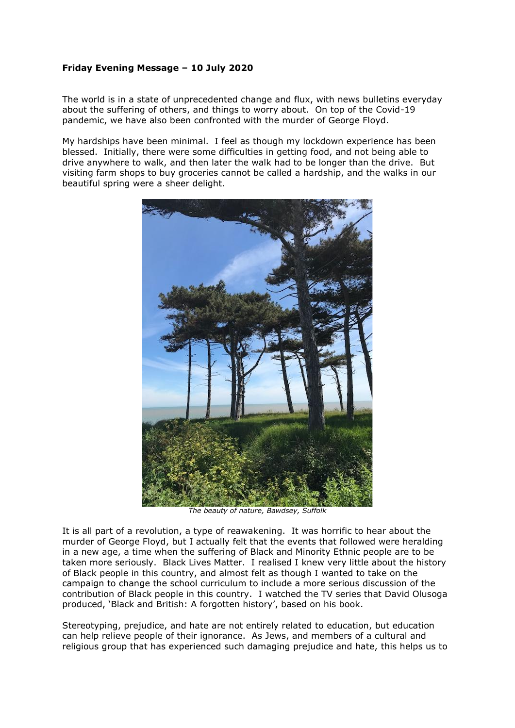**Friday Evening Message – 10 July 2020**

The world is in a state of unprecedented change and flux, with news bulletins everyday about the suffering of others, and things to worry about. On top of the Covid-19 pandemic, we have also been confronted with the murder of George Floyd.

My hardships have been minimal. I feel as though my lockdown experience has been blessed. Initially, there were some difficulties in getting food, and not being able to drive anywhere to walk, and then later the walk had to be longer than the drive. But visiting farm shops to buy groceries cannot be called a hardship, and the walks in our beautiful spring were a sheer delight.

*The beauty of nature, Bawdsey, Suffolk*

It is all part of a revolution, a type of reawakening. It was horrific to hear about the murder of George Floyd, but I actually felt that the events that followed were heralding in a new age, a time when the suffering of Black and Minority Ethnic people are to be taken more seriously. Black Lives Matter. I realised I knew very little about the history of Black people in this country, and almost felt as though I wanted to take on the campaign to change the school curriculum to include a more serious discussion of the contribution of Black people in this country. I watched the TV series that David Olusoga produced, 'Black and British: A forgotten history', based on his book.

Stereotyping, prejudice, and hate are not entirely related to education, but education can help relieve people of their ignorance. As Jews, and members of a cultural and religious group that has experienced such damaging prejudice and hate, this helps us to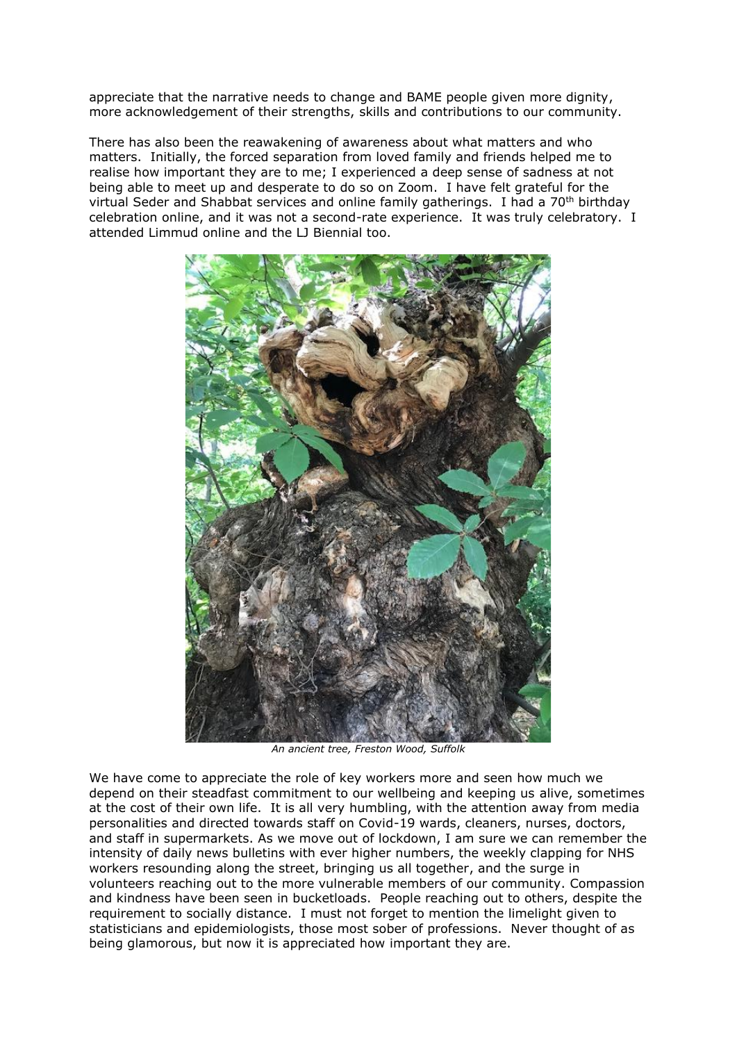appreciate that the narrative needs to change and BAME people given more dignity, more acknowledgement of their strengths, skills and contributions to our community.

There has also been the reawakening of awareness about what matters and who matters. Initially, the forced separation from loved family and friends helped me to realise how important they are to me; I experienced a deep sense of sadness at not being able to meet up and desperate to do so on Zoom. I have felt grateful for the virtual Seder and Shabbat services and online family gatherings. I had a 70th birthday celebration online, and it was not a second-rate experience. It was truly celebratory. I attended Limmud online and the LJ Biennial too.

*An ancient tree, Freston Wood, Suffolk*

We have come to appreciate the role of key workers more and seen how much we depend on their steadfast commitment to our wellbeing and keeping us alive, sometimes at the cost of their own life. It is all very humbling, with the attention away from media personalities and directed towards staff on Covid-19 wards, cleaners, nurses, doctors, and staff in supermarkets. As we move out of lockdown, I am sure we can remember the intensity of daily news bulletins with ever higher numbers, the weekly clapping for NHS workers resounding along the street, bringing us all together, and the surge in volunteers reaching out to the more vulnerable members of our community. Compassion and kindness have been seen in bucketloads. People reaching out to others, despite the requirement to socially distance. I must not forget to mention the limelight given to statisticians and epidemiologists, those most sober of professions. Never thought of as being glamorous, but now it is appreciated how important they are.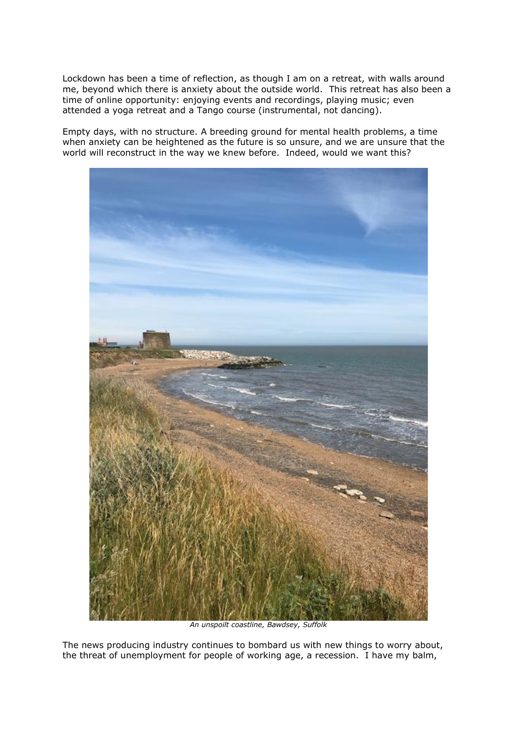Lockdown has been a time of reflection, as though I am on a retreat, with walls around me, beyond which there is anxiety about the outside world. This retreat has also been a time of online opportunity: enjoying events and recordings, playing music; even attended a yoga retreat and a Tango course (instrumental, not dancing).

Empty days, with no structure. A breeding ground for mental health problems, a time when anxiety can be heightened as the future is so unsure, and we are unsure that the world will reconstruct in the way we knew before. Indeed, would we want this?

*An unspoilt coastline, Bawdsey, Suffolk*

The news producing industry continues to bombard us with new things to worry about, the threat of unemployment for people of working age, a recession. I have my balm,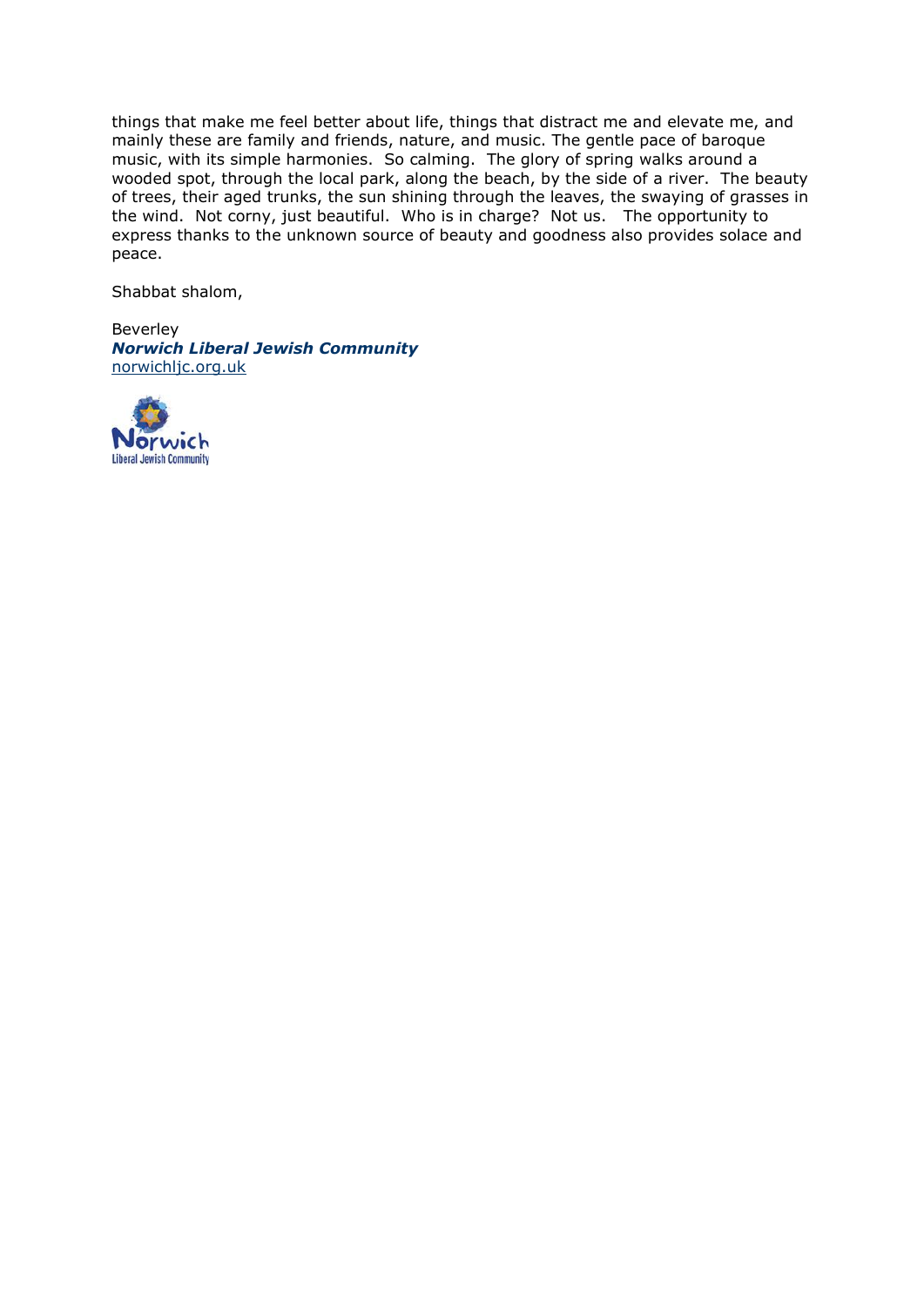things that make me feel better about life, things that distract me and elevate me, and mainly these are family and friends, nature, and music. The gentle pace of baroque music, with its simple harmonies. So calming. The glory of spring walks around a wooded spot, through the local park, along the beach, by the side of a river. The beauty of trees, their aged trunks, the sun shining through the leaves, the swaying of grasses in the wind. Not corny, just beautiful. Who is in charge? Not us. The opportunity to express thanks to the unknown source of beauty and goodness also provides solace and peace.

Shabbat shalom,

Beverley
***Norwich Liberal Jewish Community***
norwichljc.org.uk

Norwich
Liberal Jewish Community